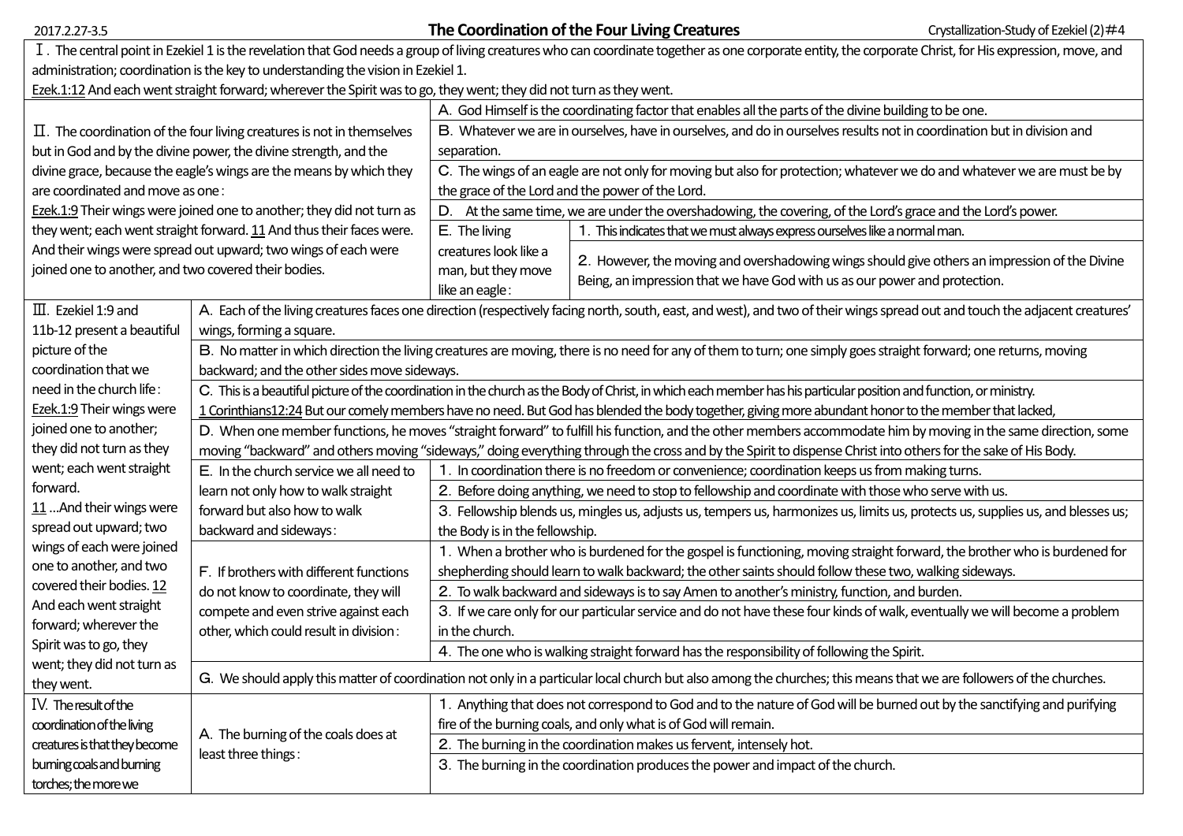# The Coordination of the Four Living Creatures

2017.2.27-3.5 — Crystallization-Study of Ezekiel (2)＃4

Ⅰ. The central point in Ezekiel 1 is the revelation that God needs a group of living creatures who can coordinate together as one corporate entity, the corporate Christ, for His expression, move, and administration; coordination is the key to understanding the vision in Ezekiel 1.
Ezek.1:12 And each went straight forward; wherever the Spirit was to go, they went; they did not turn as they went.

Ⅱ. The coordination of the four living creatures is not in themselves but in God and by the divine power, the divine strength, and the divine grace, because the eagle's wings are the means by which they are coordinated and move as one：
Ezek.1:9 Their wings were joined one to another; they did not turn as they went; each went straight forward. 11 And thus their faces were. And their wings were spread out upward; two wings of each were joined one to another, and two covered their bodies.

A. God Himself is the coordinating factor that enables all the parts of the divine building to be one.

B. Whatever we are in ourselves, have in ourselves, and do in ourselves results not in coordination but in division and separation.

C. The wings of an eagle are not only for moving but also for protection; whatever we do and whatever we are must be by the grace of the Lord and the power of the Lord.

D. At the same time, we are under the overshadowing, the covering, of the Lord's grace and the Lord's power.

E. The living creatures look like a man, but they move like an eagle：
1. This indicates that we must always express ourselves like a normal man.
2. However, the moving and overshadowing wings should give others an impression of the Divine Being, an impression that we have God with us as our power and protection.

Ⅲ. Ezekiel 1:9 and 11b-12 present a beautiful picture of the coordination that we need in the church life：
Ezek.1:9 Their wings were joined one to another; they did not turn as they went; each went straight forward.
11 ...And their wings were spread out upward; two wings of each were joined one to another, and two covered their bodies. 12 And each went straight forward; wherever the Spirit was to go, they went; they did not turn as they went.

A. Each of the living creatures faces one direction (respectively facing north, south, east, and west), and two of their wings spread out and touch the adjacent creatures' wings, forming a square.

B. No matter in which direction the living creatures are moving, there is no need for any of them to turn; one simply goes straight forward; one returns, moving backward; and the other sides move sideways.

C. This is a beautiful picture of the coordination in the church as the Body of Christ, in which each member has his particular position and function, or ministry.
1 Corinthians12:24 But our comely members have no need. But God has blended the body together, giving more abundant honor to the member that lacked,

D. When one member functions, he moves "straight forward" to fulfill his function, and the other members accommodate him by moving in the same direction, some moving "backward" and others moving "sideways," doing everything through the cross and by the Spirit to dispense Christ into others for the sake of His Body.

E. In the church service we all need to learn not only how to walk straight forward but also how to walk backward and sideways：
1. In coordination there is no freedom or convenience; coordination keeps us from making turns.
2. Before doing anything, we need to stop to fellowship and coordinate with those who serve with us.
3. Fellowship blends us, mingles us, adjusts us, tempers us, harmonizes us, limits us, protects us, supplies us, and blesses us; the Body is in the fellowship.

F. If brothers with different functions do not know to coordinate, they will compete and even strive against each other, which could result in division：
1. When a brother who is burdened for the gospel is functioning, moving straight forward, the brother who is burdened for shepherding should learn to walk backward; the other saints should follow these two, walking sideways.
2. To walk backward and sideways is to say Amen to another's ministry, function, and burden.
3. If we care only for our particular service and do not have these four kinds of walk, eventually we will become a problem in the church.
4. The one who is walking straight forward has the responsibility of following the Spirit.

G. We should apply this matter of coordination not only in a particular local church but also among the churches; this means that we are followers of the churches.

Ⅳ. The result of the coordination of the living creatures is that they become burning coals and burning torches; the more we

A. The burning of the coals does at least three things：
1. Anything that does not correspond to God and to the nature of God will be burned out by the sanctifying and purifying fire of the burning coals, and only what is of God will remain.
2. The burning in the coordination makes us fervent, intensely hot.
3. The burning in the coordination produces the power and impact of the church.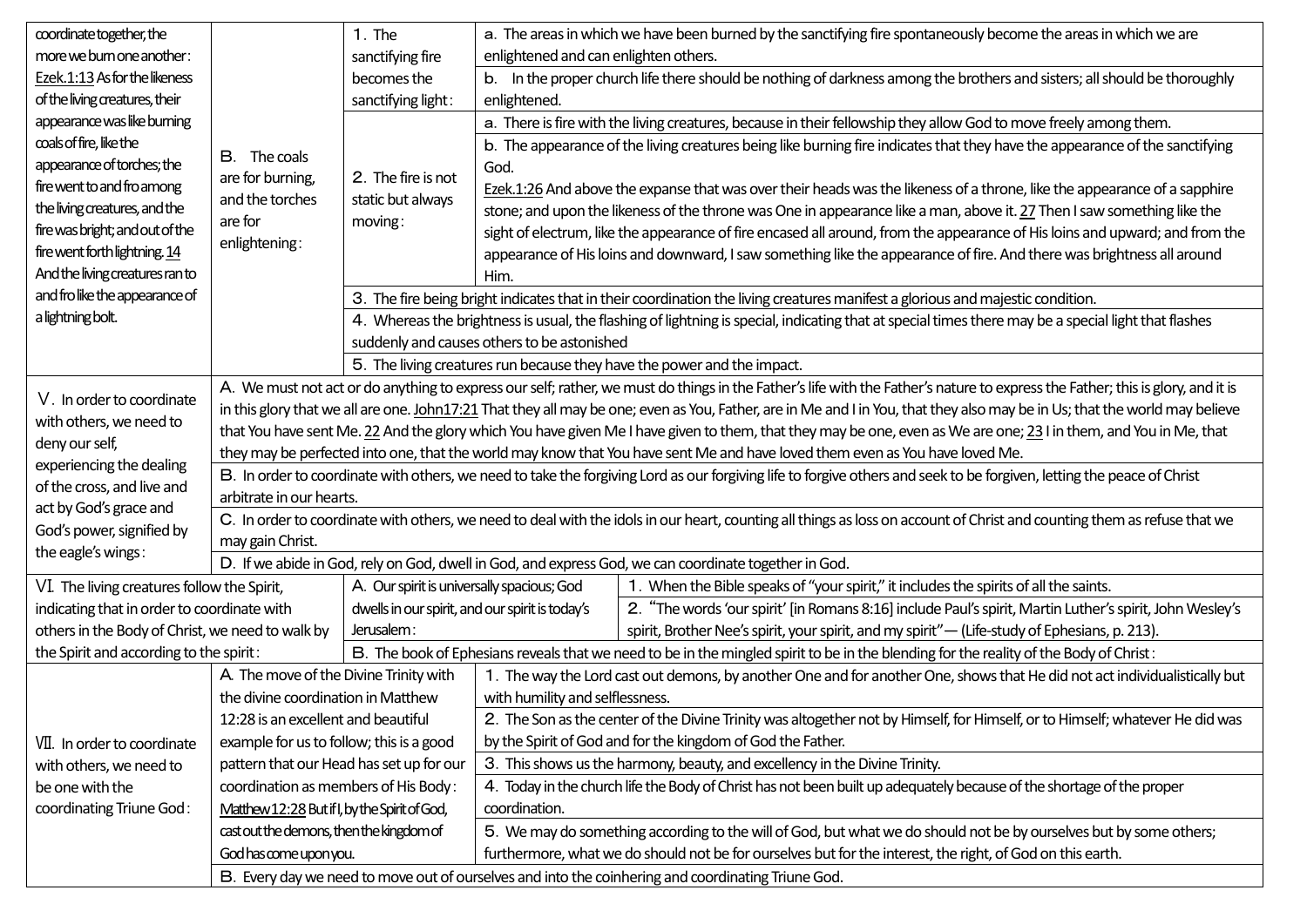| | | | |
|---|---|---|---|
| coordinate together, the more we burn one another：Ezek.1:13 As for the likeness of the living creatures, their appearance was like burning coals of fire, like the appearance of torches; the fire went to and fro among the living creatures, and the fire was bright; and out of the fire went forth lightning. 14 And the living creatures ran to and fro like the appearance of a lightning bolt. | B. The coals are for burning, and the torches are for enlightening： | 1. The sanctifying fire becomes the sanctifying light： | a. The areas in which we have been burned by the sanctifying fire spontaneously become the areas in which we are enlightened and can enlighten others. |
| | | | b. In the proper church life there should be nothing of darkness among the brothers and sisters; all should be thoroughly enlightened. |
| | | 2. The fire is not static but always moving： | a. There is fire with the living creatures, because in their fellowship they allow God to move freely among them. |
| | | | b. The appearance of the living creatures being like burning fire indicates that they have the appearance of the sanctifying God. Ezek.1:26 And above the expanse that was over their heads was the likeness of a throne, like the appearance of a sapphire stone; and upon the likeness of the throne was One in appearance like a man, above it. 27 Then I saw something like the sight of electrum, like the appearance of fire encased all around, from the appearance of His loins and upward; and from the appearance of His loins and downward, I saw something like the appearance of fire. And there was brightness all around Him. |
| | | 3. The fire being bright indicates that in their coordination the living creatures manifest a glorious and majestic condition. | |
| | | 4. Whereas the brightness is usual, the flashing of lightning is special, indicating that at special times there may be a special light that flashes suddenly and causes others to be astonished | |
| | | 5. The living creatures run because they have the power and the impact. | |
| Ⅴ. In order to coordinate with others, we need to deny our self, experiencing the dealing of the cross, and live and act by God's grace and God's power, signified by the eagle's wings： | A. We must not act or do anything to express our self; rather, we must do things in the Father's life with the Father's nature to express the Father; this is glory, and it is in this glory that we all are one. John17:21 That they all may be one; even as You, Father, are in Me and I in You, that they also may be in Us; that the world may believe that You have sent Me. 22 And the glory which You have given Me I have given to them, that they may be one, even as We are one; 23 I in them, and You in Me, that they may be perfected into one, that the world may know that You have sent Me and have loved them even as You have loved Me. | | |
| | B. In order to coordinate with others, we need to take the forgiving Lord as our forgiving life to forgive others and seek to be forgiven, letting the peace of Christ arbitrate in our hearts. | | |
| | C. In order to coordinate with others, we need to deal with the idols in our heart, counting all things as loss on account of Christ and counting them as refuse that we may gain Christ. | | |
| | D. If we abide in God, rely on God, dwell in God, and express God, we can coordinate together in God. | | |
| Ⅵ. The living creatures follow the Spirit, indicating that in order to coordinate with others in the Body of Christ, we need to walk by the Spirit and according to the spirit： | | A. Our spirit is universally spacious; God dwells in our spirit, and our spirit is today's Jerusalem： | 1. When the Bible speaks of "your spirit," it includes the spirits of all the saints. |
| | | | 2. "The words 'our spirit' [in Romans 8:16] include Paul's spirit, Martin Luther's spirit, John Wesley's spirit, Brother Nee's spirit, your spirit, and my spirit"— (Life-study of Ephesians, p. 213). |
| | | B. The book of Ephesians reveals that we need to be in the mingled spirit to be in the blending for the reality of the Body of Christ： | |
| Ⅶ. In order to coordinate with others, we need to be one with the coordinating Triune God： | A. The move of the Divine Trinity with the divine coordination in Matthew 12:28 is an excellent and beautiful example for us to follow; this is a good pattern that our Head has set up for our coordination as members of His Body：Matthew 12:28 But if I, by the Spirit of God, cast out the demons, then the kingdom of God has come upon you. | 1. The way the Lord cast out demons, by another One and for another One, shows that He did not act individualistically but with humility and selflessness. | |
| | | 2. The Son as the center of the Divine Trinity was altogether not by Himself, for Himself, or to Himself; whatever He did was by the Spirit of God and for the kingdom of God the Father. | |
| | | 3. This shows us the harmony, beauty, and excellency in the Divine Trinity. | |
| | | 4. Today in the church life the Body of Christ has not been built up adequately because of the shortage of the proper coordination. | |
| | | 5. We may do something according to the will of God, but what we do should not be by ourselves but by some others; furthermore, what we do should not be for ourselves but for the interest, the right, of God on this earth. | |
| | B. Every day we need to move out of ourselves and into the coinhering and coordinating Triune God. | | |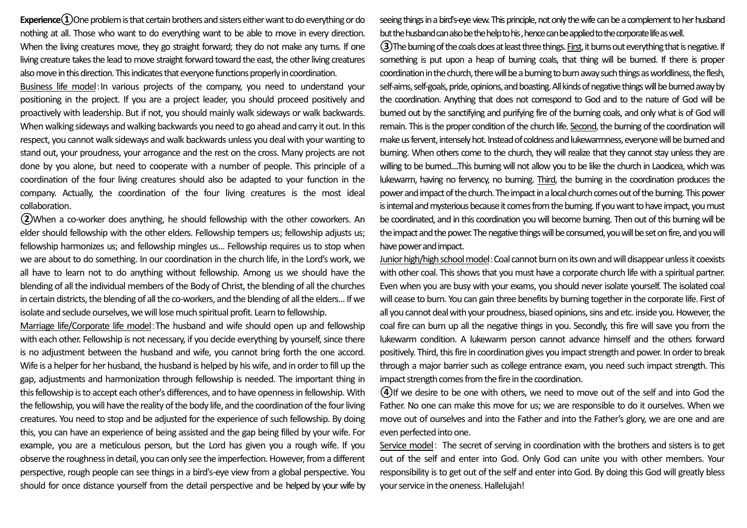**Experience**①One problem is that certain brothers and sisters either want to do everything or do nothing at all. Those who want to do everything want to be able to move in every direction. When the living creatures move, they go straight forward; they do not make any turns. If one living creature takes the lead to move straight forward toward the east, the other living creatures also move in this direction. This indicates that everyone functions properly in coordination.

Business life model：In various projects of the company, you need to understand your positioning in the project. If you are a project leader, you should proceed positively and proactively with leadership. But if not, you should mainly walk sideways or walk backwards. When walking sideways and walking backwards you need to go ahead and carry it out. In this respect, you cannot walk sideways and walk backwards unless you deal with your wanting to stand out, your proudness, your arrogance and the rest on the cross. Many projects are not done by you alone, but need to cooperate with a number of people. This principle of a coordination of the four living creatures should also be adapted to your function in the company. Actually, the coordination of the four living creatures is the most ideal collaboration.

②When a co-worker does anything, he should fellowship with the other coworkers. An elder should fellowship with the other elders. Fellowship tempers us; fellowship adjusts us; fellowship harmonizes us; and fellowship mingles us... Fellowship requires us to stop when we are about to do something. In our coordination in the church life, in the Lord's work, we all have to learn not to do anything without fellowship. Among us we should have the blending of all the individual members of the Body of Christ, the blending of all the churches in certain districts, the blending of all the co-workers, and the blending of all the elders... If we isolate and seclude ourselves, we will lose much spiritual profit. Learn to fellowship.

Marriage life/Corporate life model：The husband and wife should open up and fellowship with each other. Fellowship is not necessary, if you decide everything by yourself, since there is no adjustment between the husband and wife, you cannot bring forth the one accord. Wife is a helper for her husband, the husband is helped by his wife, and in order to fill up the gap, adjustments and harmonization through fellowship is needed. The important thing in this fellowship is to accept each other's differences, and to have openness in fellowship. With the fellowship, you will have the reality of the body life, and the coordination of the four living creatures. You need to stop and be adjusted for the experience of such fellowship. By doing this, you can have an experience of being assisted and the gap being filled by your wife. For example, you are a meticulous person, but the Lord has given you a rough wife. If you observe the roughness in detail, you can only see the imperfection. However, from a different perspective, rough people can see things in a bird's-eye view from a global perspective. You should for once distance yourself from the detail perspective and be helped by your wife by seeing things in a bird's-eye view. This principle, not only the wife can be a complement to her husband but the husband can also be the help to his , hence can be applied to the corporate life as well.

③The burning of the coals does at least three things. First, it burns out everything that is negative. If something is put upon a heap of burning coals, that thing will be burned. If there is proper coordination in the church, there will be a burning to burn away such things as worldliness, the flesh, self-aims, self-goals, pride, opinions, and boasting. All kinds of negative things will be burned away by the coordination. Anything that does not correspond to God and to the nature of God will be burned out by the sanctifying and purifying fire of the burning coals, and only what is of God will remain. This is the proper condition of the church life. Second, the burning of the coordination will make us fervent, intensely hot. Instead of coldness and lukewarmness, everyone will be burned and burning. When others come to the church, they will realize that they cannot stay unless they are willing to be burned....This burning will not allow you to be like the church in Laodicea, which was lukewarm, having no fervency, no burning. Third, the burning in the coordination produces the power and impact of the church. The impact in a local church comes out of the burning. This power is internal and mysterious because it comes from the burning. If you want to have impact, you must be coordinated, and in this coordination you will become burning. Then out of this burning will be the impact and the power. The negative things will be consumed, you will be set on fire, and you will have power and impact.

Junior high/high school model：Coal cannot burn on its own and will disappear unless it coexists with other coal. This shows that you must have a corporate church life with a spiritual partner. Even when you are busy with your exams, you should never isolate yourself. The isolated coal will cease to burn. You can gain three benefits by burning together in the corporate life. First of all you cannot deal with your proudness, biased opinions, sins and etc. inside you. However, the coal fire can burn up all the negative things in you. Secondly, this fire will save you from the lukewarm condition. A lukewarm person cannot advance himself and the others forward positively. Third, this fire in coordination gives you impact strength and power. In order to break through a major barrier such as college entrance exam, you need such impact strength. This impact strength comes from the fire in the coordination.

④If we desire to be one with others, we need to move out of the self and into God the Father. No one can make this move for us; we are responsible to do it ourselves. When we move out of ourselves and into the Father and into the Father's glory, we are one and are even perfected into one.

Service model： The secret of serving in coordination with the brothers and sisters is to get out of the self and enter into God. Only God can unite you with other members. Your responsibility is to get out of the self and enter into God. By doing this God will greatly bless your service in the oneness. Hallelujah!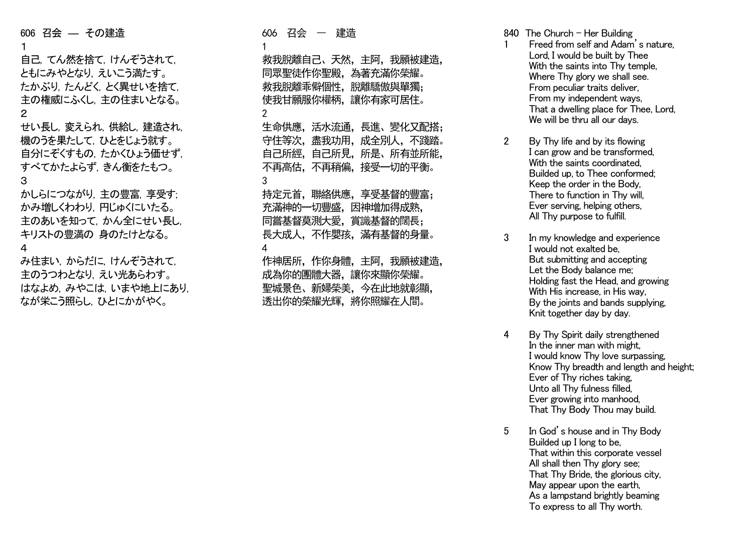## 606 召会 ― その建造

1

自己, てん然を捨て, けんぞうされて,
ともにみやとなり, えいこう満たす。
たかぶり, たんどく, とく異せいを捨て,
主の権威にふくし, 主の住まいとなる。

2

せい長し, 変えられ, 供給し, 建造され,
機のうを果たして, ひとをじょう就す。
自分にぞくすもの, たかくひょう価せず,
すべてかたよらず, きん衡をたもつ。

3

かしらにつながり, 主の豊富, 享受す;
かみ増しくわわり, 円じゅくにいたる。
主のあいを知って, かん全にせい長し,
キリストの豊満の 身のたけとなる。

4

み住まい, からだに, けんぞうされて,
主のうつわとなり, えい光あらわす。
はなよめ, みやこは, いまや地上にあり,
なが栄こう照らし, ひとにかがやく。

## 606 召会 ― 建造

1

救我脫離自己、天然，主阿，我願被建造，
同眾聖徒作你聖殿，為著充滿你榮耀。
救我脫離乖僻個性，脫離驕傲與單獨；
使我甘願服你權柄，讓你有家可居住。

2

生命供應，活水流通，長進、變化又配搭；
守住等次，盡我功用，成全別人，不踐踏。
自己所經，自己所見，所是、所有並所能，
不再高估，不再稍偏，接受一切的平衡。

3

持定元首，聯絡供應，享受基督的豐富；
充滿神的一切豐盛，因神增加得成熟，
同嘗基督莫測大愛，賞識基督的闊長；
長大成人，不作嬰孩，滿有基督的身量。

4

作神居所，作你身體，主阿，我願被建造，
成為你的團體大器，讓你來顯你榮耀。
聖城景色、新婦榮美，今在此地就彰顯，
透出你的榮耀光輝，將你照耀在人間。

## 840 The Church – Her Building

1
Freed from self and Adam's nature,
Lord, I would be built by Thee
With the saints into Thy temple,
Where Thy glory we shall see.
From peculiar traits deliver,
From my independent ways,
That a dwelling place for Thee, Lord,
We will be thru all our days.

2
By Thy life and by its flowing
I can grow and be transformed,
With the saints coordinated,
Builded up, to Thee conformed;
Keep the order in the Body,
There to function in Thy will,
Ever serving, helping others,
All Thy purpose to fulfill.

3
In my knowledge and experience
I would not exalted be,
But submitting and accepting
Let the Body balance me;
Holding fast the Head, and growing
With His increase, in His way,
By the joints and bands supplying,
Knit together day by day.

4
By Thy Spirit daily strengthened
In the inner man with might,
I would know Thy love surpassing,
Know Thy breadth and length and height;
Ever of Thy riches taking,
Unto all Thy fulness filled,
Ever growing into manhood,
That Thy Body Thou may build.

5
In God's house and in Thy Body
Builded up I long to be,
That within this corporate vessel
All shall then Thy glory see;
That Thy Bride, the glorious city,
May appear upon the earth,
As a lampstand brightly beaming
To express to all Thy worth.